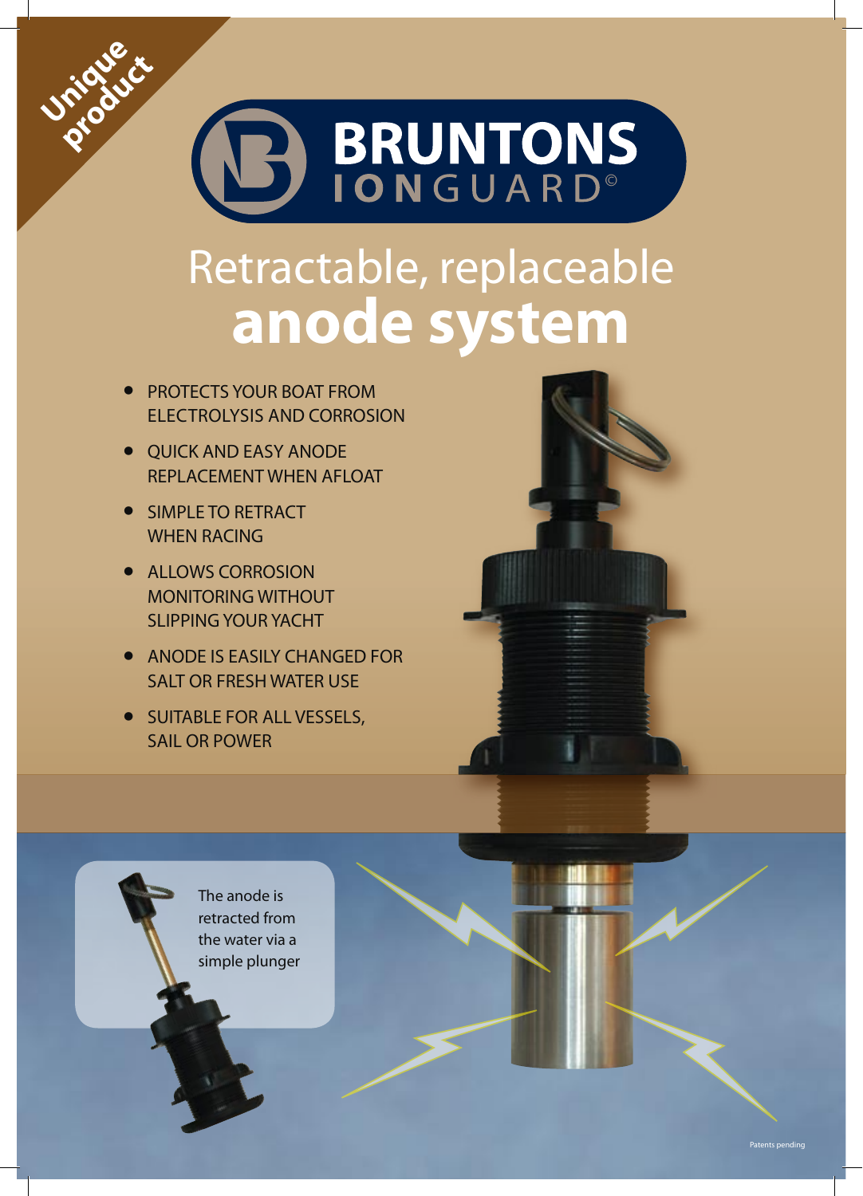Unique product

# BRUNTONS IONGUARD©

## Retractable, replaceable **anode system**

- PROTECTS YOUR BOAT FROM ELECTROLYSIS AND CORROSION
- QUICK AND EASY ANODE REPLACEMENT WHEN AFLOAT
- SIMPLE TO RETRACT WHEN RACING
- ALLOWS CORROSION MONITORING WITHOUT SLIPPING YOUR YACHT
- ANODE IS EASILY CHANGED FOR SALT OR FRESH WATER USE
- SUITABLE FOR ALL VESSELS, SAIL OR POWER

The anode is retracted from the water via a simple plunger

Patents pending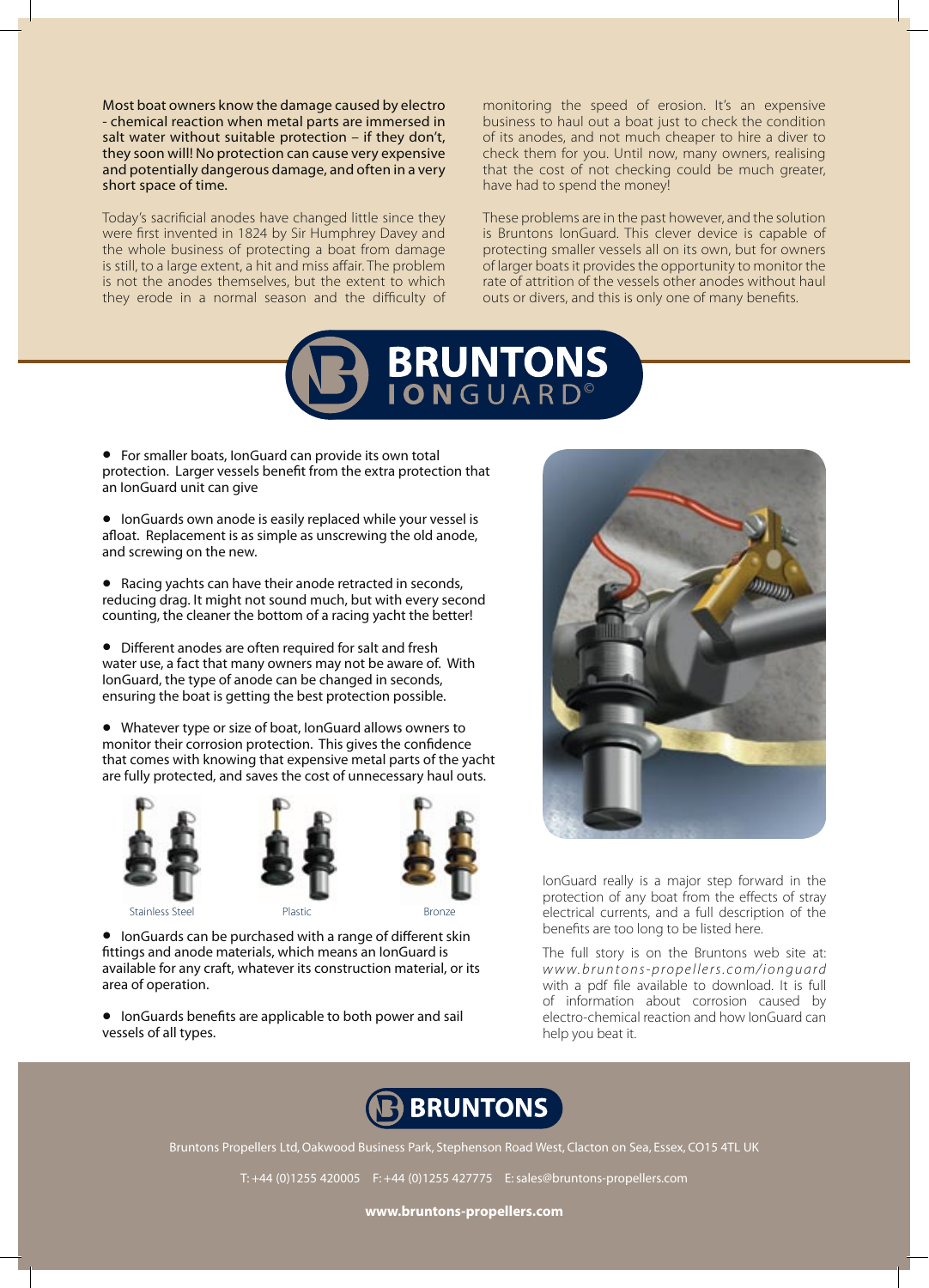Most boat owners know the damage caused by electro - chemical reaction when metal parts are immersed in salt water without suitable protection – if they don't, they soon will! No protection can cause very expensive and potentially dangerous damage, and often in a very short space of time.

Today's sacrificial anodes have changed little since they were first invented in 1824 by Sir Humphrey Davey and the whole business of protecting a boat from damage is still, to a large extent, a hit and miss affair. The problem is not the anodes themselves, but the extent to which they erode in a normal season and the difficulty of monitoring the speed of erosion. It's an expensive business to haul out a boat just to check the condition of its anodes, and not much cheaper to hire a diver to check them for you. Until now, many owners, realising that the cost of not checking could be much greater, have had to spend the money!

These problems are in the past however, and the solution is Bruntons IonGuard. This clever device is capable of protecting smaller vessels all on its own, but for owners of larger boats it provides the opportunity to monitor the rate of attrition of the vessels other anodes without haul outs or divers, and this is only one of many benefits.

# BRUNTONS IONGUARD©

- For smaller boats, IonGuard can provide its own total protection. Larger vessels benefit from the extra protection that an IonGuard unit can give

- IonGuards own anode is easily replaced while your vessel is afloat. Replacement is as simple as unscrewing the old anode, and screwing on the new.

- Racing yachts can have their anode retracted in seconds, reducing drag. It might not sound much, but with every second counting, the cleaner the bottom of a racing yacht the better!

- Different anodes are often required for salt and fresh water use, a fact that many owners may not be aware of. With IonGuard, the type of anode can be changed in seconds, ensuring the boat is getting the best protection possible.

- Whatever type or size of boat, IonGuard allows owners to monitor their corrosion protection. This gives the confidence that comes with knowing that expensive metal parts of the yacht are fully protected, and saves the cost of unnecessary haul outs.

Stainless Steel

Plastic

Bronze

- IonGuards can be purchased with a range of different skin fittings and anode materials, which means an IonGuard is available for any craft, whatever its construction material, or its area of operation.

- IonGuards benefits are applicable to both power and sail vessels of all types.

IonGuard really is a major step forward in the protection of any boat from the effects of stray electrical currents, and a full description of the benefits are too long to be listed here.

The full story is on the Bruntons web site at: *www.bruntons-propellers.com/ionguard* with a pdf file available to download. It is full of information about corrosion caused by electro-chemical reaction and how IonGuard can help you beat it.

**BRUNTONS**

Bruntons Propellers Ltd, Oakwood Business Park, Stephenson Road West, Clacton on Sea, Essex, CO15 4TL UK

T: +44 (0)1255 420005 F: +44 (0)1255 427775 E: sales@bruntons-propellers.com

**www.bruntons-propellers.com**